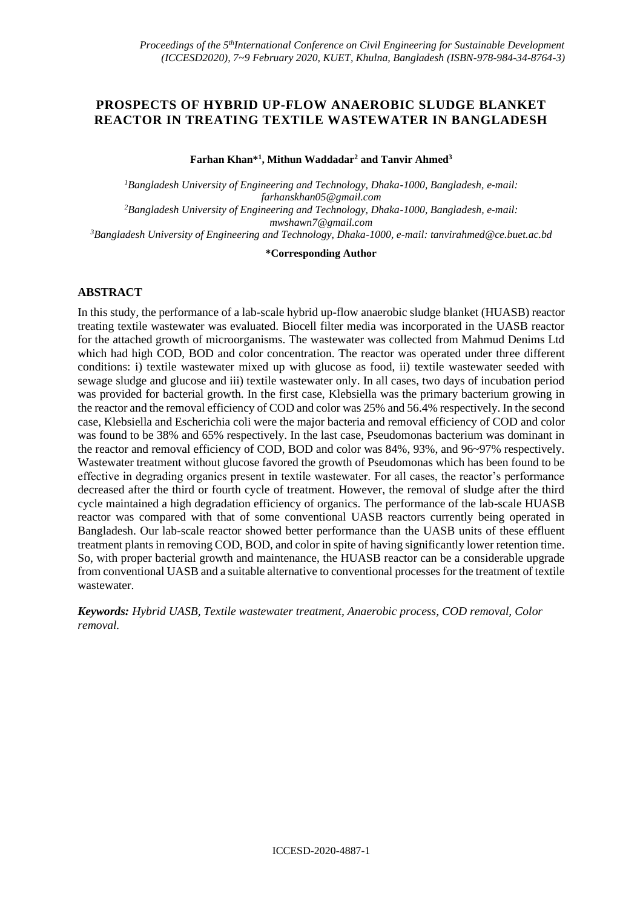# PROSPECTS OF HYBRID UP-FLOW ANAEROBIC SLUDGE BLANKET REACTOR IN TREATING TEXTILE WASTEWATER IN BANGLADESH

**Farhan Khan*[1], Mithun Waddadar[2] and Tanvir Ahmed[3]**

[1]*Bangladesh University of Engineering and Technology, Dhaka-1000, Bangladesh, e-mail: farhanskhan05@gmail.com*
[2]*Bangladesh University of Engineering and Technology, Dhaka-1000, Bangladesh, e-mail: mwshawn7@gmail.com*
[3]*Bangladesh University of Engineering and Technology, Dhaka-1000, e-mail: tanvirahmed@ce.buet.ac.bd*

**\*Corresponding Author**

## ABSTRACT

In this study, the performance of a lab-scale hybrid up-flow anaerobic sludge blanket (HUASB) reactor treating textile wastewater was evaluated. Biocell filter media was incorporated in the UASB reactor for the attached growth of microorganisms. The wastewater was collected from Mahmud Denims Ltd which had high COD, BOD and color concentration. The reactor was operated under three different conditions: i) textile wastewater mixed up with glucose as food, ii) textile wastewater seeded with sewage sludge and glucose and iii) textile wastewater only. In all cases, two days of incubation period was provided for bacterial growth. In the first case, Klebsiella was the primary bacterium growing in the reactor and the removal efficiency of COD and color was 25% and 56.4% respectively. In the second case, Klebsiella and Escherichia coli were the major bacteria and removal efficiency of COD and color was found to be 38% and 65% respectively. In the last case, Pseudomonas bacterium was dominant in the reactor and removal efficiency of COD, BOD and color was 84%, 93%, and 96~97% respectively. Wastewater treatment without glucose favored the growth of Pseudomonas which has been found to be effective in degrading organics present in textile wastewater. For all cases, the reactor's performance decreased after the third or fourth cycle of treatment. However, the removal of sludge after the third cycle maintained a high degradation efficiency of organics. The performance of the lab-scale HUASB reactor was compared with that of some conventional UASB reactors currently being operated in Bangladesh. Our lab-scale reactor showed better performance than the UASB units of these effluent treatment plants in removing COD, BOD, and color in spite of having significantly lower retention time. So, with proper bacterial growth and maintenance, the HUASB reactor can be a considerable upgrade from conventional UASB and a suitable alternative to conventional processes for the treatment of textile wastewater.

***Keywords:*** *Hybrid UASB, Textile wastewater treatment, Anaerobic process, COD removal, Color removal.*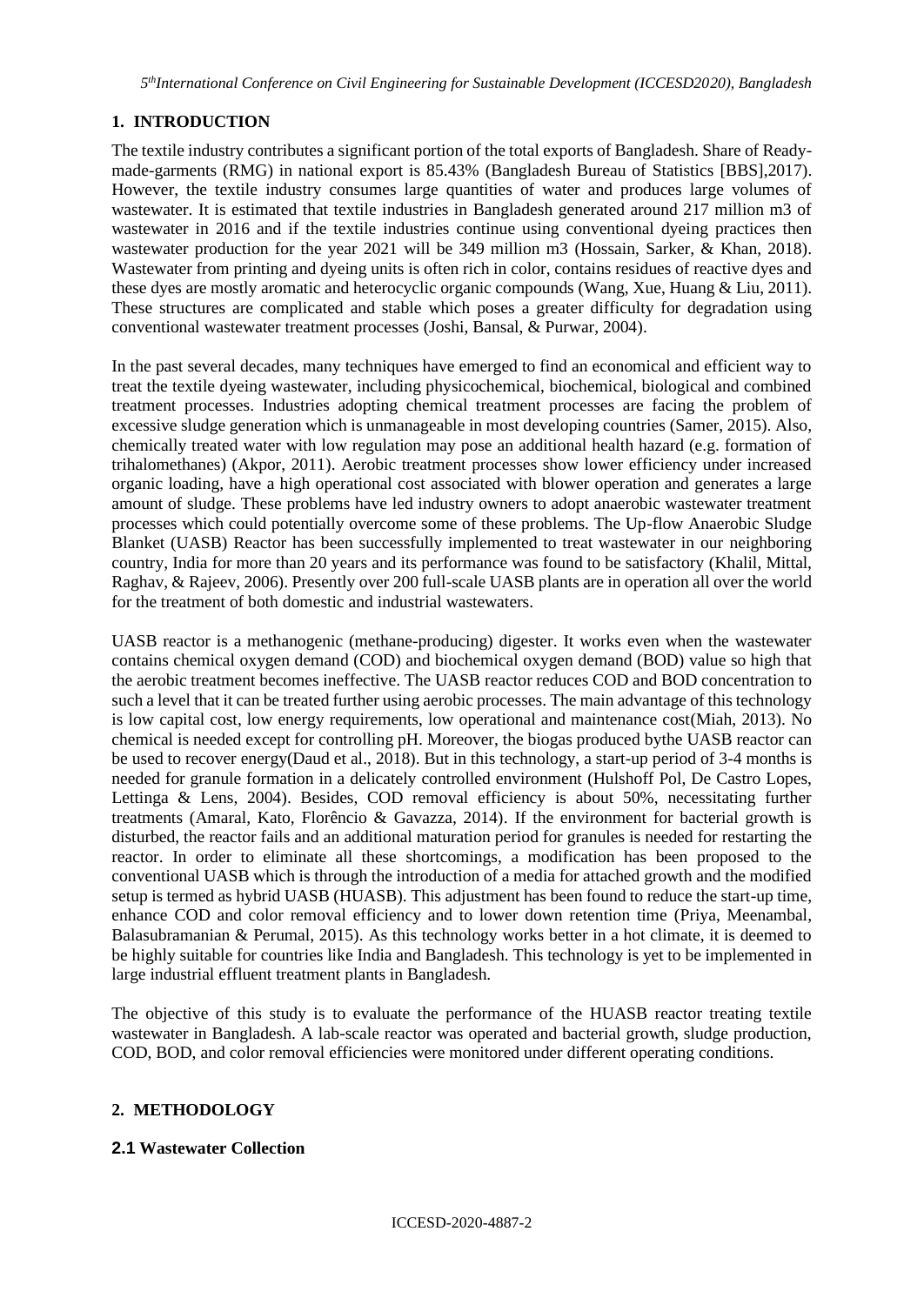## 1. INTRODUCTION

The textile industry contributes a significant portion of the total exports of Bangladesh. Share of Ready-made-garments (RMG) in national export is 85.43% (Bangladesh Bureau of Statistics [BBS],2017). However, the textile industry consumes large quantities of water and produces large volumes of wastewater. It is estimated that textile industries in Bangladesh generated around 217 million m3 of wastewater in 2016 and if the textile industries continue using conventional dyeing practices then wastewater production for the year 2021 will be 349 million m3 (Hossain, Sarker, & Khan, 2018). Wastewater from printing and dyeing units is often rich in color, contains residues of reactive dyes and these dyes are mostly aromatic and heterocyclic organic compounds (Wang, Xue, Huang & Liu, 2011). These structures are complicated and stable which poses a greater difficulty for degradation using conventional wastewater treatment processes (Joshi, Bansal, & Purwar, 2004).

In the past several decades, many techniques have emerged to find an economical and efficient way to treat the textile dyeing wastewater, including physicochemical, biochemical, biological and combined treatment processes. Industries adopting chemical treatment processes are facing the problem of excessive sludge generation which is unmanageable in most developing countries (Samer, 2015). Also, chemically treated water with low regulation may pose an additional health hazard (e.g. formation of trihalomethanes) (Akpor, 2011). Aerobic treatment processes show lower efficiency under increased organic loading, have a high operational cost associated with blower operation and generates a large amount of sludge. These problems have led industry owners to adopt anaerobic wastewater treatment processes which could potentially overcome some of these problems. The Up-flow Anaerobic Sludge Blanket (UASB) Reactor has been successfully implemented to treat wastewater in our neighboring country, India for more than 20 years and its performance was found to be satisfactory (Khalil, Mittal, Raghav, & Rajeev, 2006). Presently over 200 full-scale UASB plants are in operation all over the world for the treatment of both domestic and industrial wastewaters.

UASB reactor is a methanogenic (methane-producing) digester. It works even when the wastewater contains chemical oxygen demand (COD) and biochemical oxygen demand (BOD) value so high that the aerobic treatment becomes ineffective. The UASB reactor reduces COD and BOD concentration to such a level that it can be treated further using aerobic processes. The main advantage of this technology is low capital cost, low energy requirements, low operational and maintenance cost(Miah, 2013). No chemical is needed except for controlling pH. Moreover, the biogas produced bythe UASB reactor can be used to recover energy(Daud et al., 2018). But in this technology, a start-up period of 3-4 months is needed for granule formation in a delicately controlled environment (Hulshoff Pol, De Castro Lopes, Lettinga & Lens, 2004). Besides, COD removal efficiency is about 50%, necessitating further treatments (Amaral, Kato, Florêncio & Gavazza, 2014). If the environment for bacterial growth is disturbed, the reactor fails and an additional maturation period for granules is needed for restarting the reactor. In order to eliminate all these shortcomings, a modification has been proposed to the conventional UASB which is through the introduction of a media for attached growth and the modified setup is termed as hybrid UASB (HUASB). This adjustment has been found to reduce the start-up time, enhance COD and color removal efficiency and to lower down retention time (Priya, Meenambal, Balasubramanian & Perumal, 2015). As this technology works better in a hot climate, it is deemed to be highly suitable for countries like India and Bangladesh. This technology is yet to be implemented in large industrial effluent treatment plants in Bangladesh.

The objective of this study is to evaluate the performance of the HUASB reactor treating textile wastewater in Bangladesh. A lab-scale reactor was operated and bacterial growth, sludge production, COD, BOD, and color removal efficiencies were monitored under different operating conditions.

## 2. METHODOLOGY

### 2.1 Wastewater Collection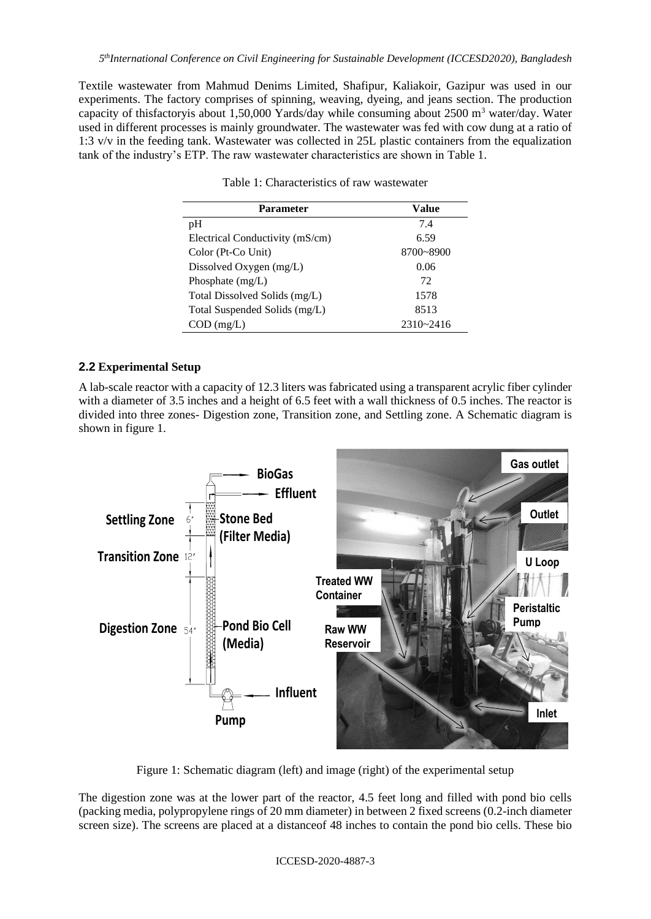Textile wastewater from Mahmud Denims Limited, Shafipur, Kaliakoir, Gazipur was used in our experiments. The factory comprises of spinning, weaving, dyeing, and jeans section. The production capacity of thisfactoryis about 1,50,000 Yards/day while consuming about 2500 $m^3$ water/day. Water used in different processes is mainly groundwater. The wastewater was fed with cow dung at a ratio of 1:3 v/v in the feeding tank. Wastewater was collected in 25L plastic containers from the equalization tank of the industry's ETP. The raw wastewater characteristics are shown in Table 1.

Table 1: Characteristics of raw wastewater

| Parameter | Value |
| --- | --- |
| pH | 7.4 |
| Electrical Conductivity (mS/cm) | 6.59 |
| Color (Pt-Co Unit) | 8700~8900 |
| Dissolved Oxygen (mg/L) | 0.06 |
| Phosphate (mg/L) | 72 |
| Total Dissolved Solids (mg/L) | 1578 |
| Total Suspended Solids (mg/L) | 8513 |
| COD (mg/L) | 2310~2416 |

## 2.2 Experimental Setup

A lab-scale reactor with a capacity of 12.3 liters was fabricated using a transparent acrylic fiber cylinder with a diameter of 3.5 inches and a height of 6.5 feet with a wall thickness of 0.5 inches. The reactor is divided into three zones- Digestion zone, Transition zone, and Settling zone. A Schematic diagram is shown in figure 1.

Figure 1: Schematic diagram (left) and image (right) of the experimental setup

The digestion zone was at the lower part of the reactor, 4.5 feet long and filled with pond bio cells (packing media, polypropylene rings of 20 mm diameter) in between 2 fixed screens (0.2-inch diameter screen size). The screens are placed at a distanceof 48 inches to contain the pond bio cells. These bio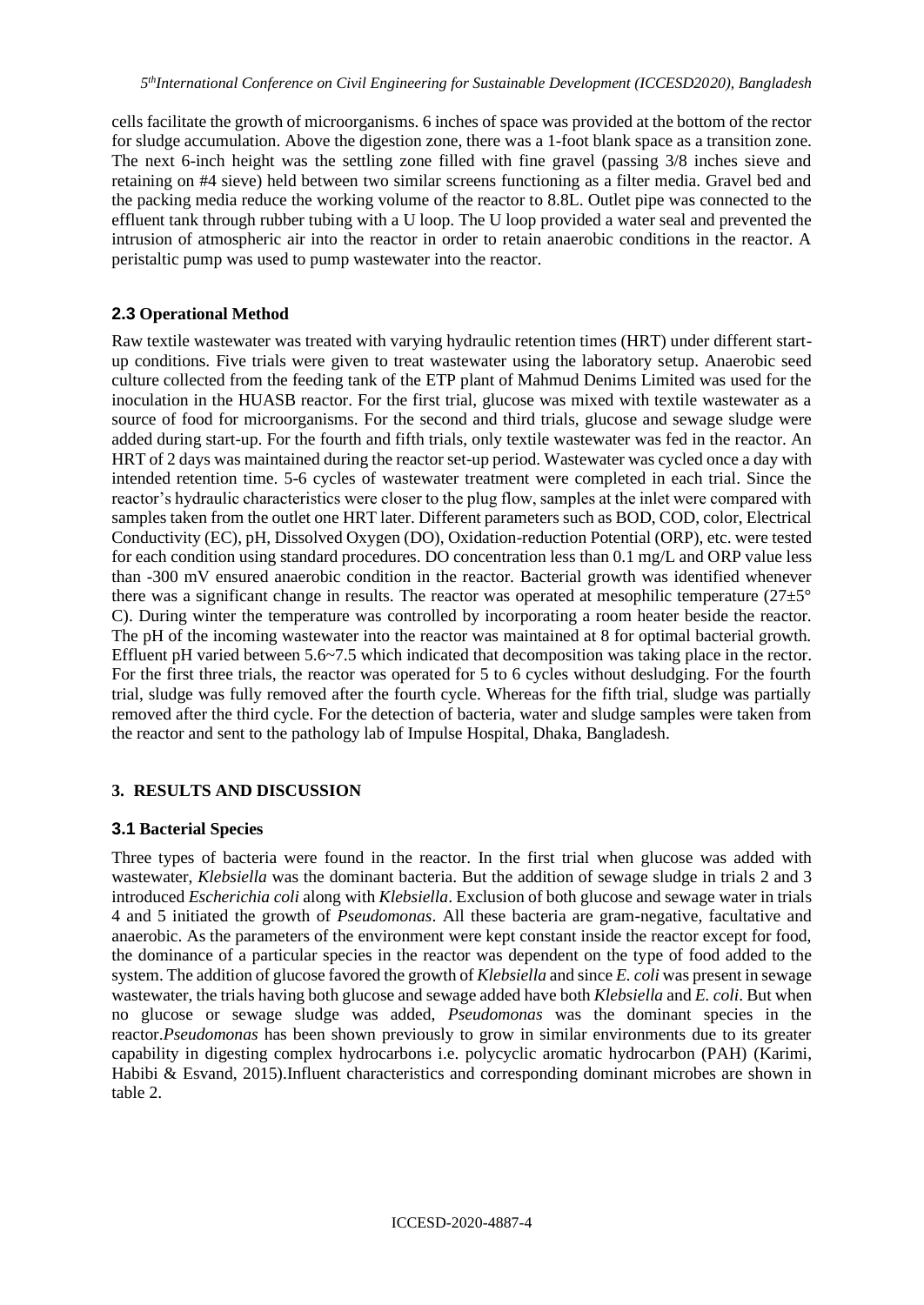cells facilitate the growth of microorganisms. 6 inches of space was provided at the bottom of the rector for sludge accumulation. Above the digestion zone, there was a 1-foot blank space as a transition zone. The next 6-inch height was the settling zone filled with fine gravel (passing 3/8 inches sieve and retaining on #4 sieve) held between two similar screens functioning as a filter media. Gravel bed and the packing media reduce the working volume of the reactor to 8.8L. Outlet pipe was connected to the effluent tank through rubber tubing with a U loop. The U loop provided a water seal and prevented the intrusion of atmospheric air into the reactor in order to retain anaerobic conditions in the reactor. A peristaltic pump was used to pump wastewater into the reactor.

### 2.3 Operational Method

Raw textile wastewater was treated with varying hydraulic retention times (HRT) under different start-up conditions. Five trials were given to treat wastewater using the laboratory setup. Anaerobic seed culture collected from the feeding tank of the ETP plant of Mahmud Denims Limited was used for the inoculation in the HUASB reactor. For the first trial, glucose was mixed with textile wastewater as a source of food for microorganisms. For the second and third trials, glucose and sewage sludge were added during start-up. For the fourth and fifth trials, only textile wastewater was fed in the reactor. An HRT of 2 days was maintained during the reactor set-up period. Wastewater was cycled once a day with intended retention time. 5-6 cycles of wastewater treatment were completed in each trial. Since the reactor's hydraulic characteristics were closer to the plug flow, samples at the inlet were compared with samples taken from the outlet one HRT later. Different parameters such as BOD, COD, color, Electrical Conductivity (EC), pH, Dissolved Oxygen (DO), Oxidation-reduction Potential (ORP), etc. were tested for each condition using standard procedures. DO concentration less than 0.1 mg/L and ORP value less than -300 mV ensured anaerobic condition in the reactor. Bacterial growth was identified whenever there was a significant change in results. The reactor was operated at mesophilic temperature (27±5° C). During winter the temperature was controlled by incorporating a room heater beside the reactor. The pH of the incoming wastewater into the reactor was maintained at 8 for optimal bacterial growth. Effluent pH varied between 5.6~7.5 which indicated that decomposition was taking place in the rector. For the first three trials, the reactor was operated for 5 to 6 cycles without desludging. For the fourth trial, sludge was fully removed after the fourth cycle. Whereas for the fifth trial, sludge was partially removed after the third cycle. For the detection of bacteria, water and sludge samples were taken from the reactor and sent to the pathology lab of Impulse Hospital, Dhaka, Bangladesh.

## 3. RESULTS AND DISCUSSION

### 3.1 Bacterial Species

Three types of bacteria were found in the reactor. In the first trial when glucose was added with wastewater, *Klebsiella* was the dominant bacteria. But the addition of sewage sludge in trials 2 and 3 introduced *Escherichia coli* along with *Klebsiella*. Exclusion of both glucose and sewage water in trials 4 and 5 initiated the growth of *Pseudomonas*. All these bacteria are gram-negative, facultative and anaerobic. As the parameters of the environment were kept constant inside the reactor except for food, the dominance of a particular species in the reactor was dependent on the type of food added to the system. The addition of glucose favored the growth of *Klebsiella* and since *E. coli* was present in sewage wastewater, the trials having both glucose and sewage added have both *Klebsiella* and *E. coli*. But when no glucose or sewage sludge was added, *Pseudomonas* was the dominant species in the reactor.*Pseudomonas* has been shown previously to grow in similar environments due to its greater capability in digesting complex hydrocarbons i.e. polycyclic aromatic hydrocarbon (PAH) (Karimi, Habibi & Esvand, 2015).Influent characteristics and corresponding dominant microbes are shown in table 2.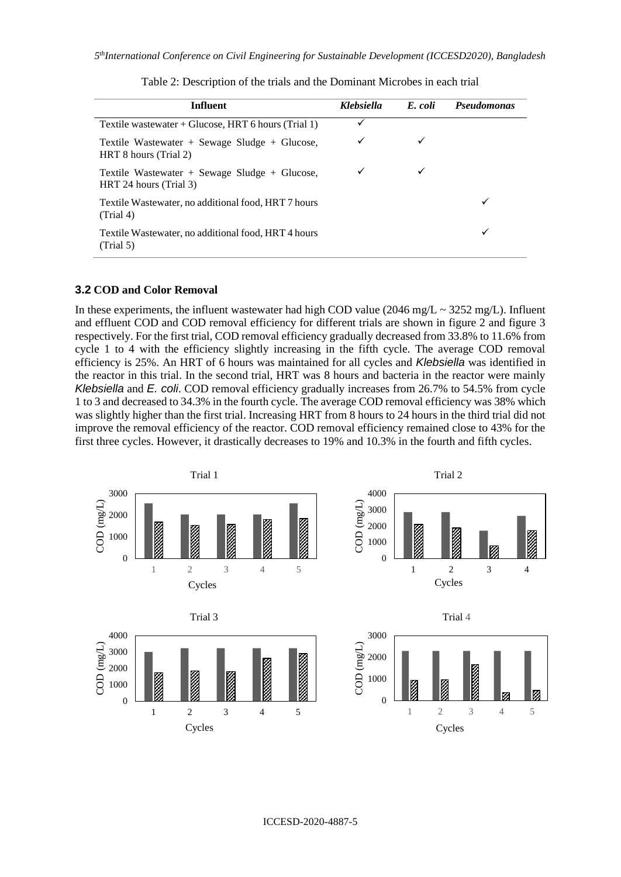Table 2: Description of the trials and the Dominant Microbes in each trial

| Influent | *Klebsiella* | *E. coli* | *Pseudomonas* |
|---|---|---|---|
| Textile wastewater + Glucose, HRT 6 hours (Trial 1) | ✓ | | |
| Textile Wastewater + Sewage Sludge + Glucose, HRT 8 hours (Trial 2) | ✓ | ✓ | |
| Textile Wastewater + Sewage Sludge + Glucose, HRT 24 hours (Trial 3) | ✓ | ✓ | |
| Textile Wastewater, no additional food, HRT 7 hours (Trial 4) | | | ✓ |
| Textile Wastewater, no additional food, HRT 4 hours (Trial 5) | | | ✓ |

### 3.2 COD and Color Removal

In these experiments, the influent wastewater had high COD value (2046 mg/L ~ 3252 mg/L). Influent and effluent COD and COD removal efficiency for different trials are shown in figure 2 and figure 3 respectively. For the first trial, COD removal efficiency gradually decreased from 33.8% to 11.6% from cycle 1 to 4 with the efficiency slightly increasing in the fifth cycle. The average COD removal efficiency is 25%. An HRT of 6 hours was maintained for all cycles and *Klebsiella* was identified in the reactor in this trial. In the second trial, HRT was 8 hours and bacteria in the reactor were mainly *Klebsiella* and *E. coli*. COD removal efficiency gradually increases from 26.7% to 54.5% from cycle 1 to 3 and decreased to 34.3% in the fourth cycle. The average COD removal efficiency was 38% which was slightly higher than the first trial. Increasing HRT from 8 hours to 24 hours in the third trial did not improve the removal efficiency of the reactor. COD removal efficiency remained close to 43% for the first three cycles. However, it drastically decreases to 19% and 10.3% in the fourth and fifth cycles.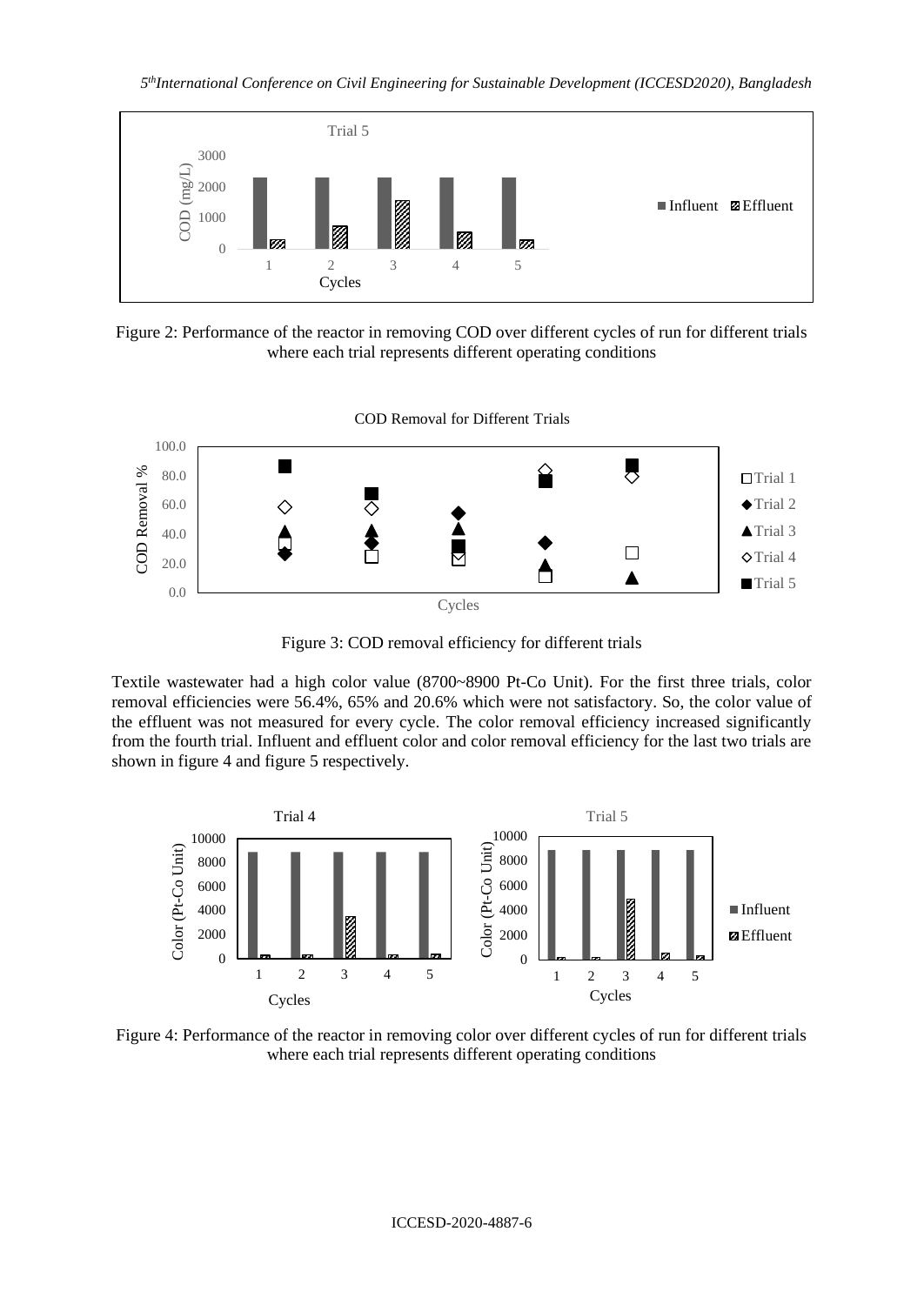Figure 2: Performance of the reactor in removing COD over different cycles of run for different trials where each trial represents different operating conditions

Figure 3: COD removal efficiency for different trials

Textile wastewater had a high color value (8700~8900 Pt-Co Unit). For the first three trials, color removal efficiencies were 56.4%, 65% and 20.6% which were not satisfactory. So, the color value of the effluent was not measured for every cycle. The color removal efficiency increased significantly from the fourth trial. Influent and effluent color and color removal efficiency for the last two trials are shown in figure 4 and figure 5 respectively.

Figure 4: Performance of the reactor in removing color over different cycles of run for different trials where each trial represents different operating conditions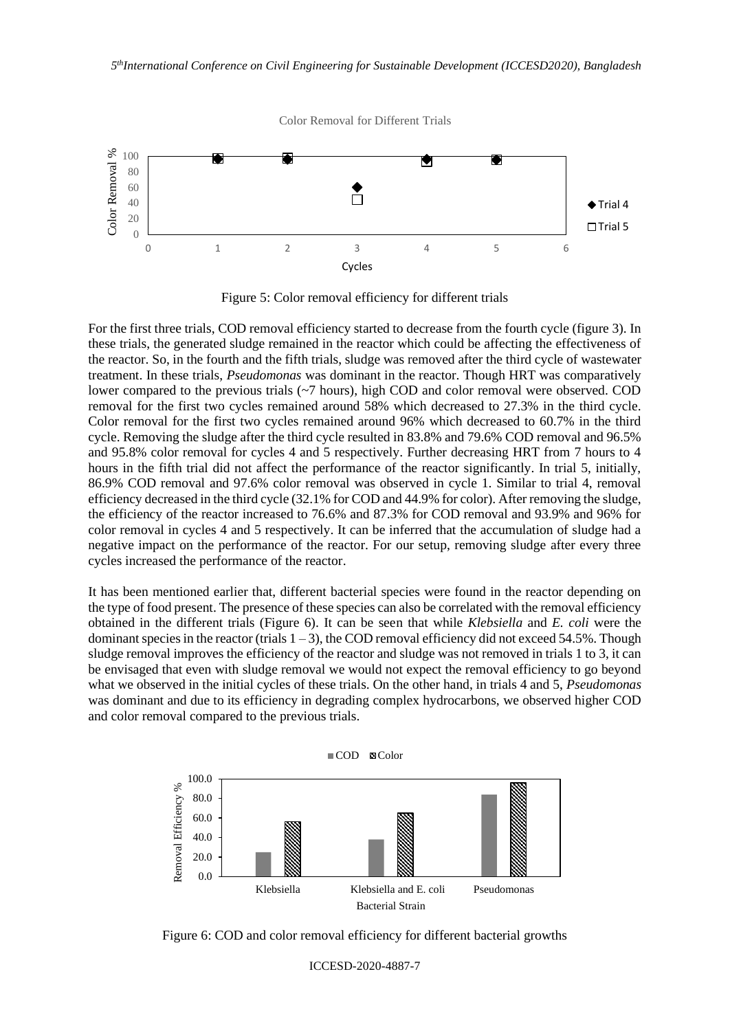Figure 5: Color removal efficiency for different trials

For the first three trials, COD removal efficiency started to decrease from the fourth cycle (figure 3). In these trials, the generated sludge remained in the reactor which could be affecting the effectiveness of the reactor. So, in the fourth and the fifth trials, sludge was removed after the third cycle of wastewater treatment. In these trials, *Pseudomonas* was dominant in the reactor. Though HRT was comparatively lower compared to the previous trials (~7 hours), high COD and color removal were observed. COD removal for the first two cycles remained around 58% which decreased to 27.3% in the third cycle. Color removal for the first two cycles remained around 96% which decreased to 60.7% in the third cycle. Removing the sludge after the third cycle resulted in 83.8% and 79.6% COD removal and 96.5% and 95.8% color removal for cycles 4 and 5 respectively. Further decreasing HRT from 7 hours to 4 hours in the fifth trial did not affect the performance of the reactor significantly. In trial 5, initially, 86.9% COD removal and 97.6% color removal was observed in cycle 1. Similar to trial 4, removal efficiency decreased in the third cycle (32.1% for COD and 44.9% for color). After removing the sludge, the efficiency of the reactor increased to 76.6% and 87.3% for COD removal and 93.9% and 96% for color removal in cycles 4 and 5 respectively. It can be inferred that the accumulation of sludge had a negative impact on the performance of the reactor. For our setup, removing sludge after every three cycles increased the performance of the reactor.

It has been mentioned earlier that, different bacterial species were found in the reactor depending on the type of food present. The presence of these species can also be correlated with the removal efficiency obtained in the different trials (Figure 6). It can be seen that while *Klebsiella* and *E. coli* were the dominant species in the reactor (trials 1 – 3), the COD removal efficiency did not exceed 54.5%. Though sludge removal improves the efficiency of the reactor and sludge was not removed in trials 1 to 3, it can be envisaged that even with sludge removal we would not expect the removal efficiency to go beyond what we observed in the initial cycles of these trials. On the other hand, in trials 4 and 5, *Pseudomonas* was dominant and due to its efficiency in degrading complex hydrocarbons, we observed higher COD and color removal compared to the previous trials.

Figure 6: COD and color removal efficiency for different bacterial growths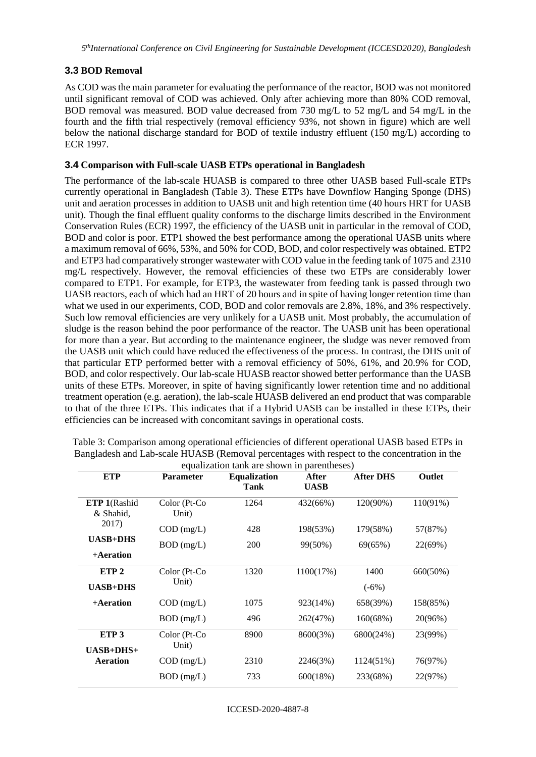### 3.3 BOD Removal

As COD was the main parameter for evaluating the performance of the reactor, BOD was not monitored until significant removal of COD was achieved. Only after achieving more than 80% COD removal, BOD removal was measured. BOD value decreased from 730 mg/L to 52 mg/L and 54 mg/L in the fourth and the fifth trial respectively (removal efficiency 93%, not shown in figure) which are well below the national discharge standard for BOD of textile industry effluent (150 mg/L) according to ECR 1997.

### 3.4 Comparison with Full-scale UASB ETPs operational in Bangladesh

The performance of the lab-scale HUASB is compared to three other UASB based Full-scale ETPs currently operational in Bangladesh (Table 3). These ETPs have Downflow Hanging Sponge (DHS) unit and aeration processes in addition to UASB unit and high retention time (40 hours HRT for UASB unit). Though the final effluent quality conforms to the discharge limits described in the Environment Conservation Rules (ECR) 1997, the efficiency of the UASB unit in particular in the removal of COD, BOD and color is poor. ETP1 showed the best performance among the operational UASB units where a maximum removal of 66%, 53%, and 50% for COD, BOD, and color respectively was obtained. ETP2 and ETP3 had comparatively stronger wastewater with COD value in the feeding tank of 1075 and 2310 mg/L respectively. However, the removal efficiencies of these two ETPs are considerably lower compared to ETP1. For example, for ETP3, the wastewater from feeding tank is passed through two UASB reactors, each of which had an HRT of 20 hours and in spite of having longer retention time than what we used in our experiments, COD, BOD and color removals are 2.8%, 18%, and 3% respectively. Such low removal efficiencies are very unlikely for a UASB unit. Most probably, the accumulation of sludge is the reason behind the poor performance of the reactor. The UASB unit has been operational for more than a year. But according to the maintenance engineer, the sludge was never removed from the UASB unit which could have reduced the effectiveness of the process. In contrast, the DHS unit of that particular ETP performed better with a removal efficiency of 50%, 61%, and 20.9% for COD, BOD, and color respectively. Our lab-scale HUASB reactor showed better performance than the UASB units of these ETPs. Moreover, in spite of having significantly lower retention time and no additional treatment operation (e.g. aeration), the lab-scale HUASB delivered an end product that was comparable to that of the three ETPs. This indicates that if a Hybrid UASB can be installed in these ETPs, their efficiencies can be increased with concomitant savings in operational costs.

Table 3: Comparison among operational efficiencies of different operational UASB based ETPs in Bangladesh and Lab-scale HUASB (Removal percentages with respect to the concentration in the equalization tank are shown in parentheses)

| ETP | Parameter | Equalization Tank | After UASB | After DHS | Outlet |
|---|---|---|---|---|---|
| ETP 1(Rashid & Shahid, 2017) UASB+DHS +Aeration | Color (Pt-Co Unit) | 1264 | 432(66%) | 120(90%) | 110(91%) |
| | COD (mg/L) | 428 | 198(53%) | 179(58%) | 57(87%) |
| | BOD (mg/L) | 200 | 99(50%) | 69(65%) | 22(69%) |
| ETP 2 UASB+DHS +Aeration | Color (Pt-Co Unit) | 1320 | 1100(17%) | 1400 (-6%) | 660(50%) |
| | COD (mg/L) | 1075 | 923(14%) | 658(39%) | 158(85%) |
| | BOD (mg/L) | 496 | 262(47%) | 160(68%) | 20(96%) |
| ETP 3 UASB+DHS+ Aeration | Color (Pt-Co Unit) | 8900 | 8600(3%) | 6800(24%) | 23(99%) |
| | COD (mg/L) | 2310 | 2246(3%) | 1124(51%) | 76(97%) |
| | BOD (mg/L) | 733 | 600(18%) | 233(68%) | 22(97%) |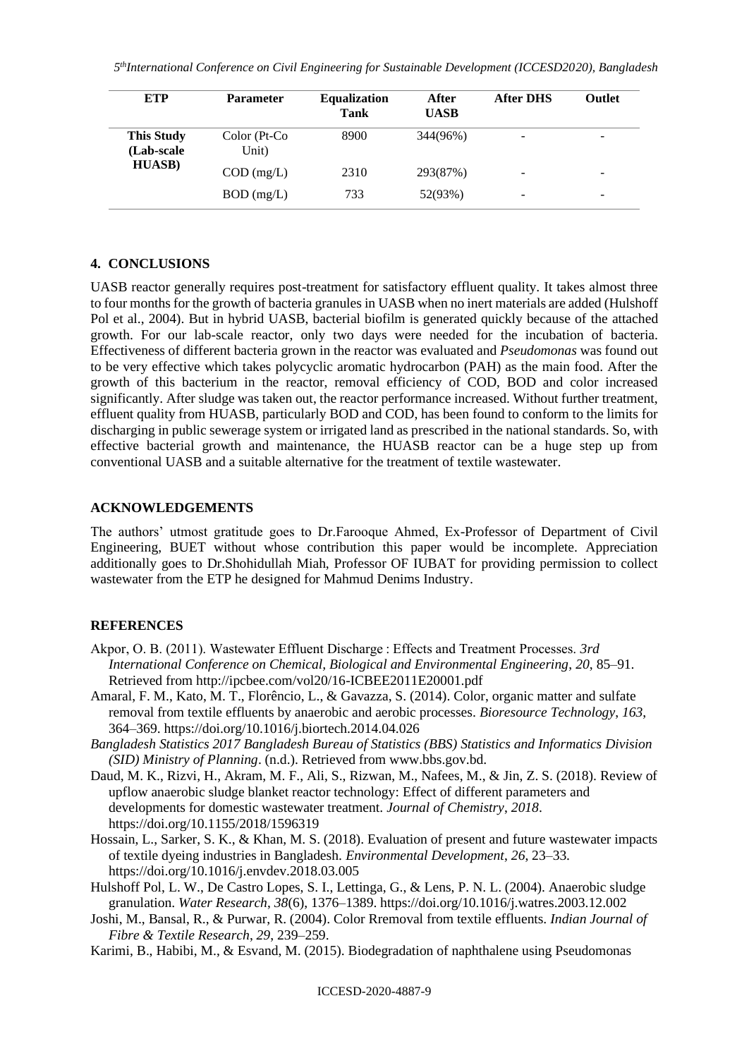| ETP | Parameter | Equalization Tank | After UASB | After DHS | Outlet |
|---|---|---|---|---|---|
| **This Study (Lab-scale HUASB)** | Color (Pt-Co Unit) | 8900 | 344(96%) | - | - |
| | COD (mg/L) | 2310 | 293(87%) | - | - |
| | BOD (mg/L) | 733 | 52(93%) | - | - |

## 4. CONCLUSIONS

UASB reactor generally requires post-treatment for satisfactory effluent quality. It takes almost three to four months for the growth of bacteria granules in UASB when no inert materials are added (Hulshoff Pol et al., 2004). But in hybrid UASB, bacterial biofilm is generated quickly because of the attached growth. For our lab-scale reactor, only two days were needed for the incubation of bacteria. Effectiveness of different bacteria grown in the reactor was evaluated and *Pseudomonas* was found out to be very effective which takes polycyclic aromatic hydrocarbon (PAH) as the main food. After the growth of this bacterium in the reactor, removal efficiency of COD, BOD and color increased significantly. After sludge was taken out, the reactor performance increased. Without further treatment, effluent quality from HUASB, particularly BOD and COD, has been found to conform to the limits for discharging in public sewerage system or irrigated land as prescribed in the national standards. So, with effective bacterial growth and maintenance, the HUASB reactor can be a huge step up from conventional UASB and a suitable alternative for the treatment of textile wastewater.

## ACKNOWLEDGEMENTS

The authors' utmost gratitude goes to Dr.Farooque Ahmed, Ex-Professor of Department of Civil Engineering, BUET without whose contribution this paper would be incomplete. Appreciation additionally goes to Dr.Shohidullah Miah, Professor OF IUBAT for providing permission to collect wastewater from the ETP he designed for Mahmud Denims Industry.

## REFERENCES

Akpor, O. B. (2011). Wastewater Effluent Discharge : Effects and Treatment Processes. *3rd International Conference on Chemical, Biological and Environmental Engineering*, *20*, 85–91. Retrieved from http://ipcbee.com/vol20/16-ICBEE2011E20001.pdf

Amaral, F. M., Kato, M. T., Florêncio, L., & Gavazza, S. (2014). Color, organic matter and sulfate removal from textile effluents by anaerobic and aerobic processes. *Bioresource Technology*, *163*, 364–369. https://doi.org/10.1016/j.biortech.2014.04.026

*Bangladesh Statistics 2017 Bangladesh Bureau of Statistics (BBS) Statistics and Informatics Division (SID) Ministry of Planning*. (n.d.). Retrieved from www.bbs.gov.bd.

Daud, M. K., Rizvi, H., Akram, M. F., Ali, S., Rizwan, M., Nafees, M., & Jin, Z. S. (2018). Review of upflow anaerobic sludge blanket reactor technology: Effect of different parameters and developments for domestic wastewater treatment. *Journal of Chemistry*, *2018*. https://doi.org/10.1155/2018/1596319

Hossain, L., Sarker, S. K., & Khan, M. S. (2018). Evaluation of present and future wastewater impacts of textile dyeing industries in Bangladesh. *Environmental Development*, *26*, 23–33. https://doi.org/10.1016/j.envdev.2018.03.005

Hulshoff Pol, L. W., De Castro Lopes, S. I., Lettinga, G., & Lens, P. N. L. (2004). Anaerobic sludge granulation. *Water Research*, *38*(6), 1376–1389. https://doi.org/10.1016/j.watres.2003.12.002

Joshi, M., Bansal, R., & Purwar, R. (2004). Color Rremoval from textile effluents. *Indian Journal of Fibre & Textile Research*, *29*, 239–259.

Karimi, B., Habibi, M., & Esvand, M. (2015). Biodegradation of naphthalene using Pseudomonas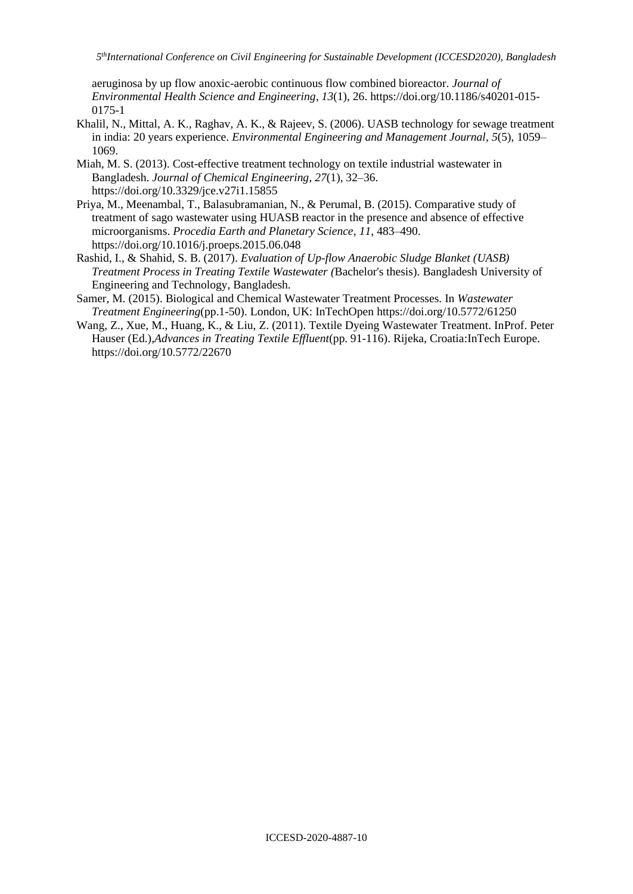aeruginosa by up flow anoxic-aerobic continuous flow combined bioreactor. *Journal of Environmental Health Science and Engineering*, *13*(1), 26. https://doi.org/10.1186/s40201-015-0175-1

Khalil, N., Mittal, A. K., Raghav, A. K., & Rajeev, S. (2006). UASB technology for sewage treatment in india: 20 years experience. *Environmental Engineering and Management Journal*, *5*(5), 1059–1069.

Miah, M. S. (2013). Cost-effective treatment technology on textile industrial wastewater in Bangladesh. *Journal of Chemical Engineering*, *27*(1), 32–36. https://doi.org/10.3329/jce.v27i1.15855

Priya, M., Meenambal, T., Balasubramanian, N., & Perumal, B. (2015). Comparative study of treatment of sago wastewater using HUASB reactor in the presence and absence of effective microorganisms. *Procedia Earth and Planetary Science*, *11*, 483–490. https://doi.org/10.1016/j.proeps.2015.06.048

Rashid, I., & Shahid, S. B. (2017). *Evaluation of Up-flow Anaerobic Sludge Blanket (UASB) Treatment Process in Treating Textile Wastewater (*Bachelor's thesis). Bangladesh University of Engineering and Technology, Bangladesh.

Samer, M. (2015). Biological and Chemical Wastewater Treatment Processes. In *Wastewater Treatment Engineering*(pp.1-50). London, UK: InTechOpen https://doi.org/10.5772/61250

Wang, Z., Xue, M., Huang, K., & Liu, Z. (2011). Textile Dyeing Wastewater Treatment. InProf. Peter Hauser (Ed.),*Advances in Treating Textile Effluent*(pp. 91-116). Rijeka, Croatia:InTech Europe. https://doi.org/10.5772/22670